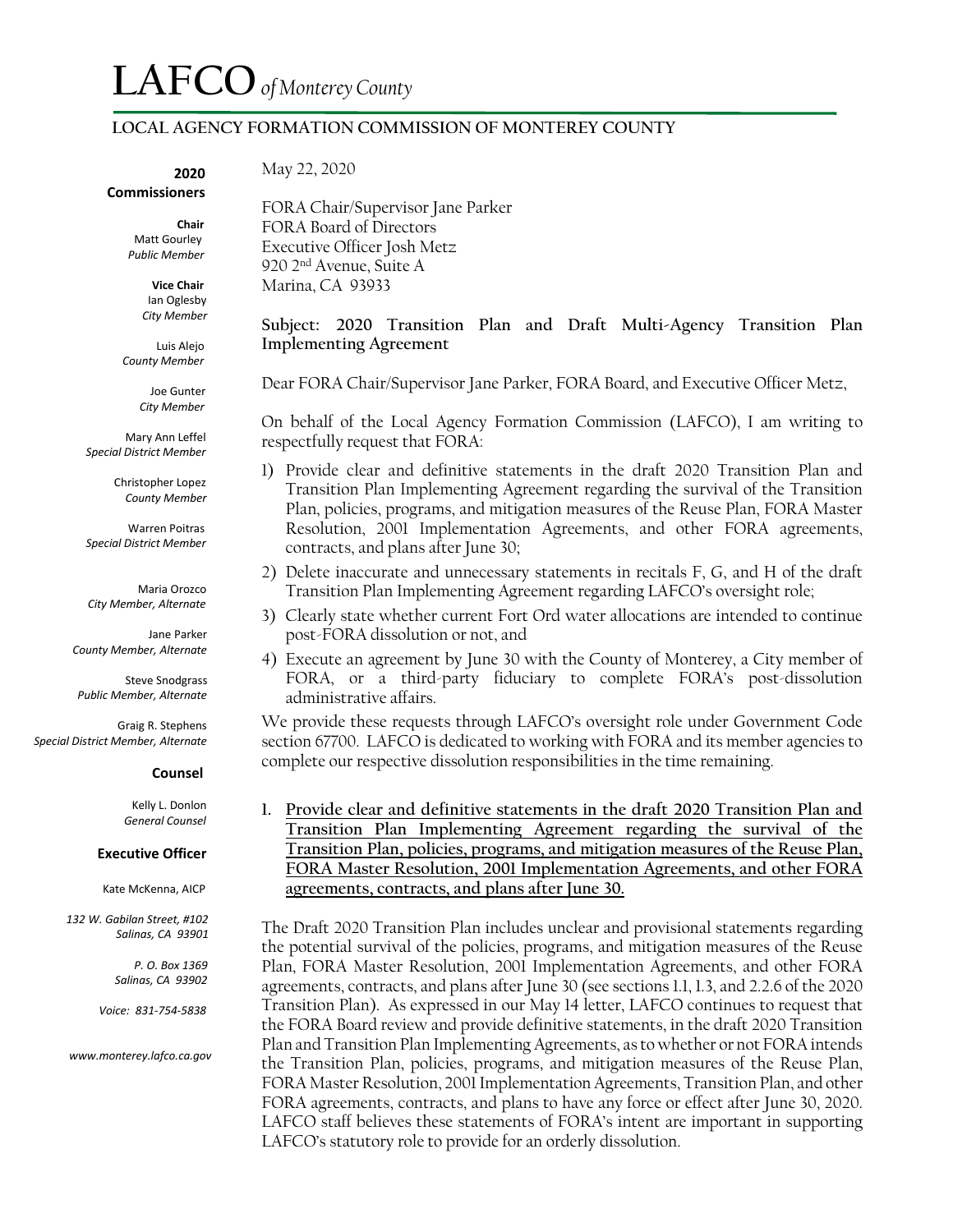# LAFCO *of Monterey County*

**LOCAL AGENCY FORMATION COMMISSION OF MONTEREY COUNTY**

**2020 Commissioners**

**Chair**
Matt Gourley
*Public Member*

**Vice Chair**
Ian Oglesby
*City Member*

Luis Alejo
*County Member*

Joe Gunter
*City Member*

Mary Ann Leffel
*Special District Member*

Christopher Lopez
*County Member*

Warren Poitras
*Special District Member*

Maria Orozco
*City Member, Alternate*

Jane Parker
*County Member, Alternate*

Steve Snodgrass
*Public Member, Alternate*

Graig R. Stephens
*Special District Member, Alternate*

**Counsel**

Kelly L. Donlon
*General Counsel*

**Executive Officer**

Kate McKenna, AICP

*132 W. Gabilan Street, #102*
*Salinas, CA 93901*

*P. O. Box 1369*
*Salinas, CA 93902*

*Voice: 831-754-5838*

*www.monterey.lafco.ca.gov*

May 22, 2020

FORA Chair/Supervisor Jane Parker
FORA Board of Directors
Executive Officer Josh Metz
920 2nd Avenue, Suite A
Marina, CA 93933

**Subject: 2020 Transition Plan and Draft Multi-Agency Transition Plan Implementing Agreement**

Dear FORA Chair/Supervisor Jane Parker, FORA Board, and Executive Officer Metz,

On behalf of the Local Agency Formation Commission (LAFCO), I am writing to respectfully request that FORA:

1) Provide clear and definitive statements in the draft 2020 Transition Plan and Transition Plan Implementing Agreement regarding the survival of the Transition Plan, policies, programs, and mitigation measures of the Reuse Plan, FORA Master Resolution, 2001 Implementation Agreements, and other FORA agreements, contracts, and plans after June 30;
2) Delete inaccurate and unnecessary statements in recitals F, G, and H of the draft Transition Plan Implementing Agreement regarding LAFCO's oversight role;
3) Clearly state whether current Fort Ord water allocations are intended to continue post-FORA dissolution or not, and
4) Execute an agreement by June 30 with the County of Monterey, a City member of FORA, or a third-party fiduciary to complete FORA's post-dissolution administrative affairs.

We provide these requests through LAFCO's oversight role under Government Code section 67700. LAFCO is dedicated to working with FORA and its member agencies to complete our respective dissolution responsibilities in the time remaining.

1. **Provide clear and definitive statements in the draft 2020 Transition Plan and Transition Plan Implementing Agreement regarding the survival of the Transition Plan, policies, programs, and mitigation measures of the Reuse Plan, FORA Master Resolution, 2001 Implementation Agreements, and other FORA agreements, contracts, and plans after June 30.**

The Draft 2020 Transition Plan includes unclear and provisional statements regarding the potential survival of the policies, programs, and mitigation measures of the Reuse Plan, FORA Master Resolution, 2001 Implementation Agreements, and other FORA agreements, contracts, and plans after June 30 (see sections 1.1, 1.3, and 2.2.6 of the 2020 Transition Plan). As expressed in our May 14 letter, LAFCO continues to request that the FORA Board review and provide definitive statements, in the draft 2020 Transition Plan and Transition Plan Implementing Agreements, as to whether or not FORA intends the Transition Plan, policies, programs, and mitigation measures of the Reuse Plan, FORA Master Resolution, 2001 Implementation Agreements, Transition Plan, and other FORA agreements, contracts, and plans to have any force or effect after June 30, 2020. LAFCO staff believes these statements of FORA's intent are important in supporting LAFCO's statutory role to provide for an orderly dissolution.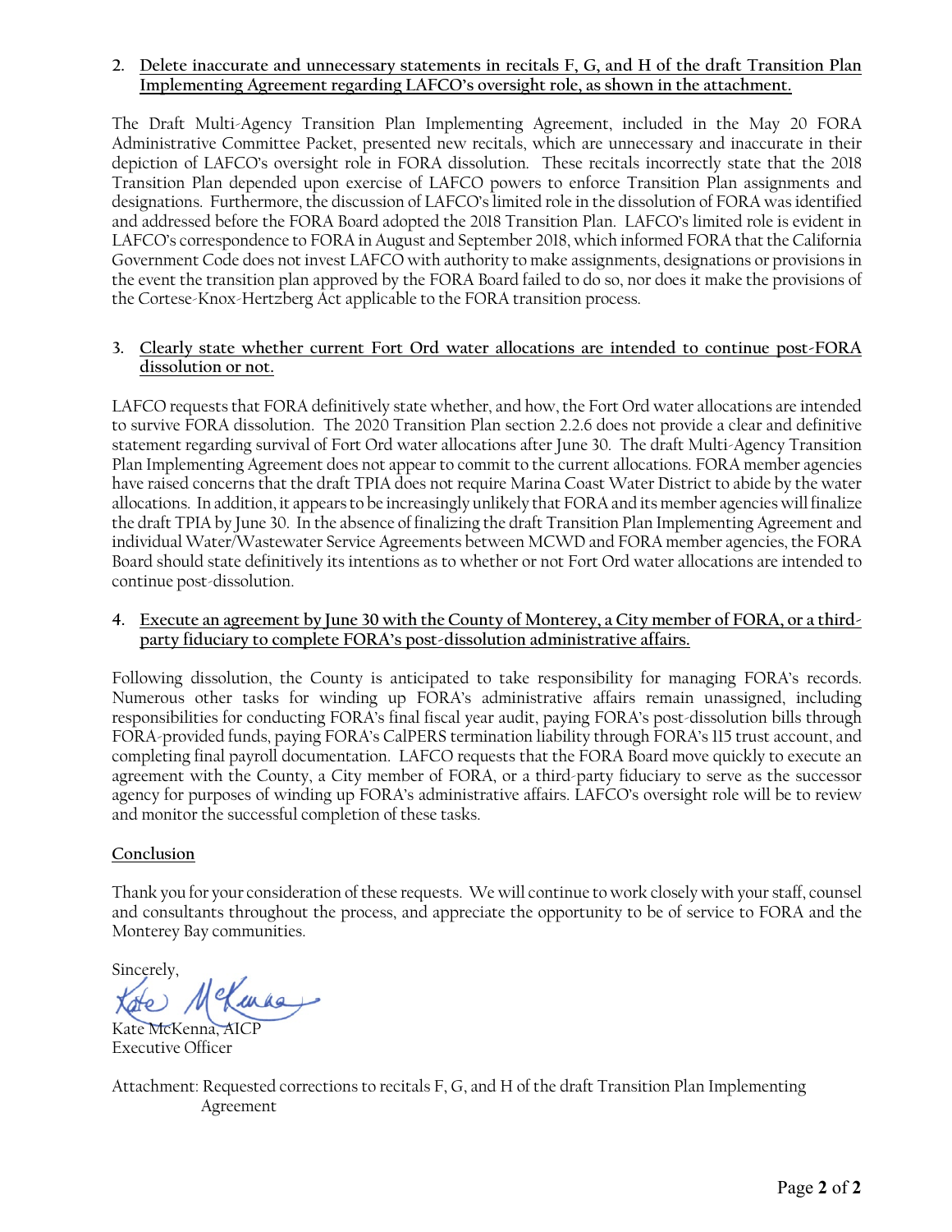2. **Delete inaccurate and unnecessary statements in recitals F, G, and H of the draft Transition Plan Implementing Agreement regarding LAFCO's oversight role, as shown in the attachment.**

The Draft Multi-Agency Transition Plan Implementing Agreement, included in the May 20 FORA Administrative Committee Packet, presented new recitals, which are unnecessary and inaccurate in their depiction of LAFCO's oversight role in FORA dissolution. These recitals incorrectly state that the 2018 Transition Plan depended upon exercise of LAFCO powers to enforce Transition Plan assignments and designations. Furthermore, the discussion of LAFCO's limited role in the dissolution of FORA was identified and addressed before the FORA Board adopted the 2018 Transition Plan. LAFCO's limited role is evident in LAFCO's correspondence to FORA in August and September 2018, which informed FORA that the California Government Code does not invest LAFCO with authority to make assignments, designations or provisions in the event the transition plan approved by the FORA Board failed to do so, nor does it make the provisions of the Cortese-Knox-Hertzberg Act applicable to the FORA transition process.

3. **Clearly state whether current Fort Ord water allocations are intended to continue post-FORA dissolution or not.**

LAFCO requests that FORA definitively state whether, and how, the Fort Ord water allocations are intended to survive FORA dissolution. The 2020 Transition Plan section 2.2.6 does not provide a clear and definitive statement regarding survival of Fort Ord water allocations after June 30. The draft Multi-Agency Transition Plan Implementing Agreement does not appear to commit to the current allocations. FORA member agencies have raised concerns that the draft TPIA does not require Marina Coast Water District to abide by the water allocations. In addition, it appears to be increasingly unlikely that FORA and its member agencies will finalize the draft TPIA by June 30. In the absence of finalizing the draft Transition Plan Implementing Agreement and individual Water/Wastewater Service Agreements between MCWD and FORA member agencies, the FORA Board should state definitively its intentions as to whether or not Fort Ord water allocations are intended to continue post-dissolution.

4. **Execute an agreement by June 30 with the County of Monterey, a City member of FORA, or a third-party fiduciary to complete FORA's post-dissolution administrative affairs.**

Following dissolution, the County is anticipated to take responsibility for managing FORA's records. Numerous other tasks for winding up FORA's administrative affairs remain unassigned, including responsibilities for conducting FORA's final fiscal year audit, paying FORA's post-dissolution bills through FORA-provided funds, paying FORA's CalPERS termination liability through FORA's 115 trust account, and completing final payroll documentation. LAFCO requests that the FORA Board move quickly to execute an agreement with the County, a City member of FORA, or a third-party fiduciary to serve as the successor agency for purposes of winding up FORA's administrative affairs. LAFCO's oversight role will be to review and monitor the successful completion of these tasks.

**Conclusion**

Thank you for your consideration of these requests. We will continue to work closely with your staff, counsel and consultants throughout the process, and appreciate the opportunity to be of service to FORA and the Monterey Bay communities.

Sincerely,

Kate McKenna, AICP
Executive Officer

Attachment: Requested corrections to recitals F, G, and H of the draft Transition Plan Implementing Agreement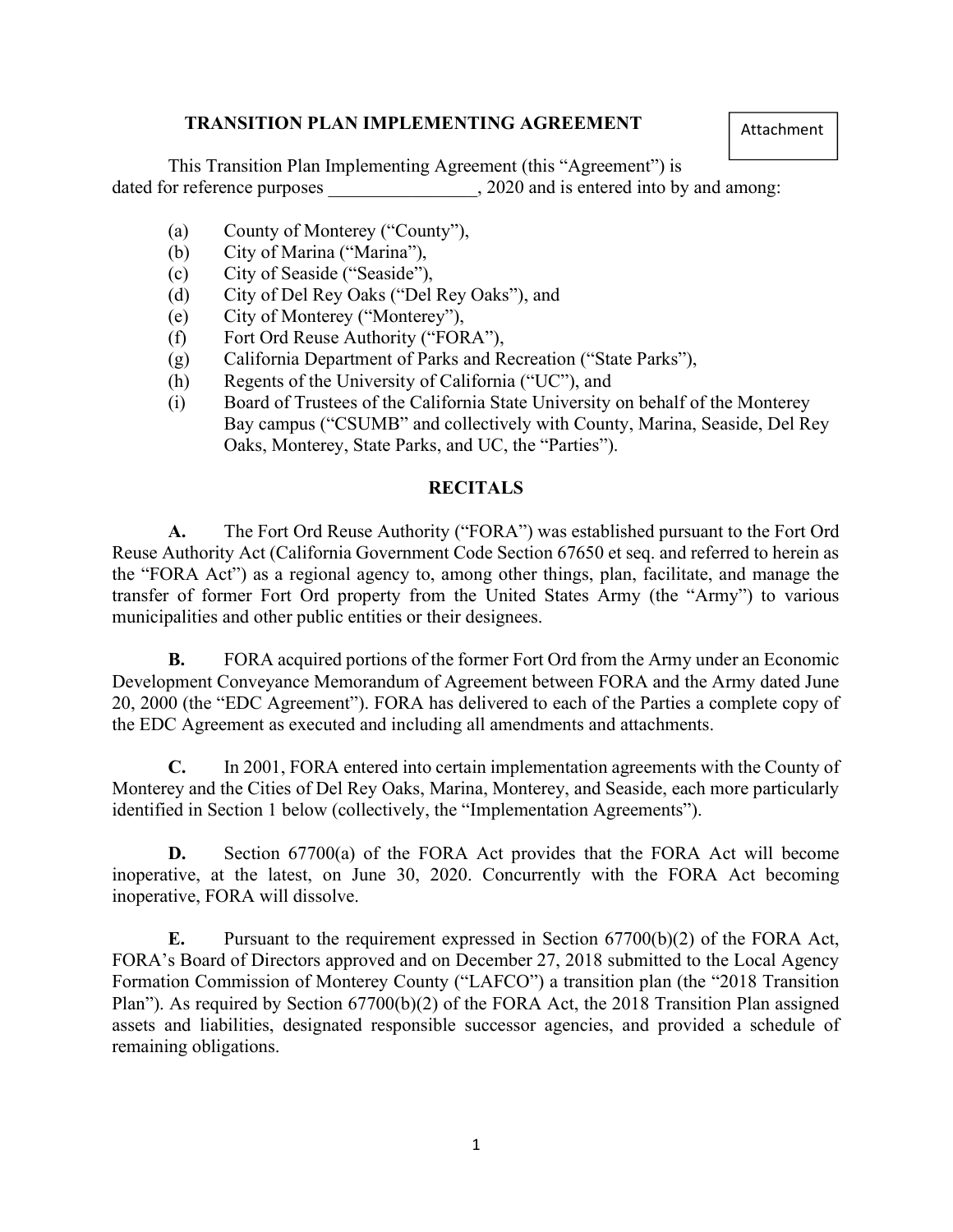Attachment

# TRANSITION PLAN IMPLEMENTING AGREEMENT

This Transition Plan Implementing Agreement (this "Agreement") is dated for reference purposes ________________, 2020 and is entered into by and among:

(a) County of Monterey ("County"),
(b) City of Marina ("Marina"),
(c) City of Seaside ("Seaside"),
(d) City of Del Rey Oaks ("Del Rey Oaks"), and
(e) City of Monterey ("Monterey"),
(f) Fort Ord Reuse Authority ("FORA"),
(g) California Department of Parks and Recreation ("State Parks"),
(h) Regents of the University of California ("UC"), and
(i) Board of Trustees of the California State University on behalf of the Monterey Bay campus ("CSUMB" and collectively with County, Marina, Seaside, Del Rey Oaks, Monterey, State Parks, and UC, the "Parties").

## RECITALS

**A.** The Fort Ord Reuse Authority ("FORA") was established pursuant to the Fort Ord Reuse Authority Act (California Government Code Section 67650 et seq. and referred to herein as the "FORA Act") as a regional agency to, among other things, plan, facilitate, and manage the transfer of former Fort Ord property from the United States Army (the "Army") to various municipalities and other public entities or their designees.

**B.** FORA acquired portions of the former Fort Ord from the Army under an Economic Development Conveyance Memorandum of Agreement between FORA and the Army dated June 20, 2000 (the "EDC Agreement"). FORA has delivered to each of the Parties a complete copy of the EDC Agreement as executed and including all amendments and attachments.

**C.** In 2001, FORA entered into certain implementation agreements with the County of Monterey and the Cities of Del Rey Oaks, Marina, Monterey, and Seaside, each more particularly identified in Section 1 below (collectively, the "Implementation Agreements").

**D.** Section 67700(a) of the FORA Act provides that the FORA Act will become inoperative, at the latest, on June 30, 2020. Concurrently with the FORA Act becoming inoperative, FORA will dissolve.

**E.** Pursuant to the requirement expressed in Section 67700(b)(2) of the FORA Act, FORA's Board of Directors approved and on December 27, 2018 submitted to the Local Agency Formation Commission of Monterey County ("LAFCO") a transition plan (the "2018 Transition Plan"). As required by Section 67700(b)(2) of the FORA Act, the 2018 Transition Plan assigned assets and liabilities, designated responsible successor agencies, and provided a schedule of remaining obligations.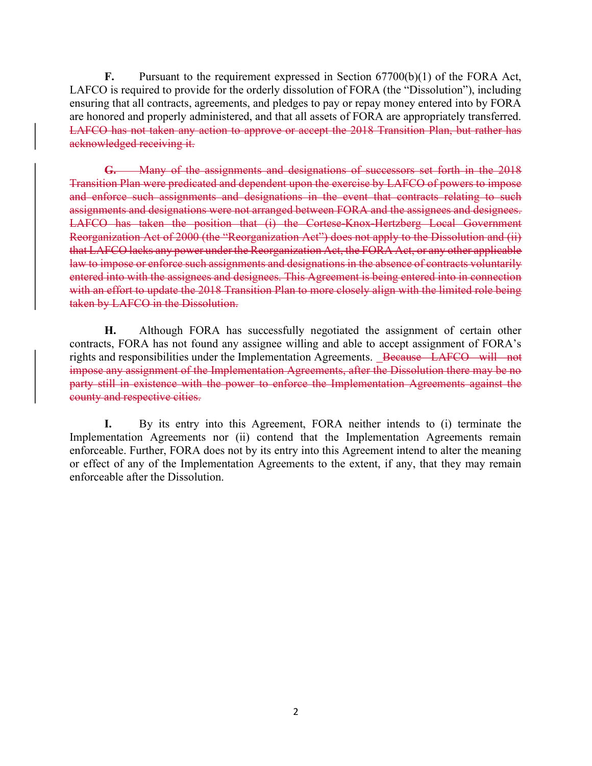**F.** Pursuant to the requirement expressed in Section 67700(b)(1) of the FORA Act, LAFCO is required to provide for the orderly dissolution of FORA (the "Dissolution"), including ensuring that all contracts, agreements, and pledges to pay or repay money entered into by FORA are honored and properly administered, and that all assets of FORA are appropriately transferred. ~~LAFCO has not taken any action to approve or accept the 2018 Transition Plan, but rather has acknowledged receiving it.~~

~~**G.** Many of the assignments and designations of successors set forth in the 2018 Transition Plan were predicated and dependent upon the exercise by LAFCO of powers to impose and enforce such assignments and designations in the event that contracts relating to such assignments and designations were not arranged between FORA and the assignees and designees. LAFCO has taken the position that (i) the Cortese-Knox-Hertzberg Local Government Reorganization Act of 2000 (the "Reorganization Act") does not apply to the Dissolution and (ii) that LAFCO lacks any power under the Reorganization Act, the FORA Act, or any other applicable law to impose or enforce such assignments and designations in the absence of contracts voluntarily entered into with the assignees and designees. This Agreement is being entered into in connection with an effort to update the 2018 Transition Plan to more closely align with the limited role being taken by LAFCO in the Dissolution.~~

**H.** Although FORA has successfully negotiated the assignment of certain other contracts, FORA has not found any assignee willing and able to accept assignment of FORA's rights and responsibilities under the Implementation Agreements. ~~Because LAFCO will not impose any assignment of the Implementation Agreements, after the Dissolution there may be no party still in existence with the power to enforce the Implementation Agreements against the county and respective cities.~~

**I.** By its entry into this Agreement, FORA neither intends to (i) terminate the Implementation Agreements nor (ii) contend that the Implementation Agreements remain enforceable. Further, FORA does not by its entry into this Agreement intend to alter the meaning or effect of any of the Implementation Agreements to the extent, if any, that they may remain enforceable after the Dissolution.